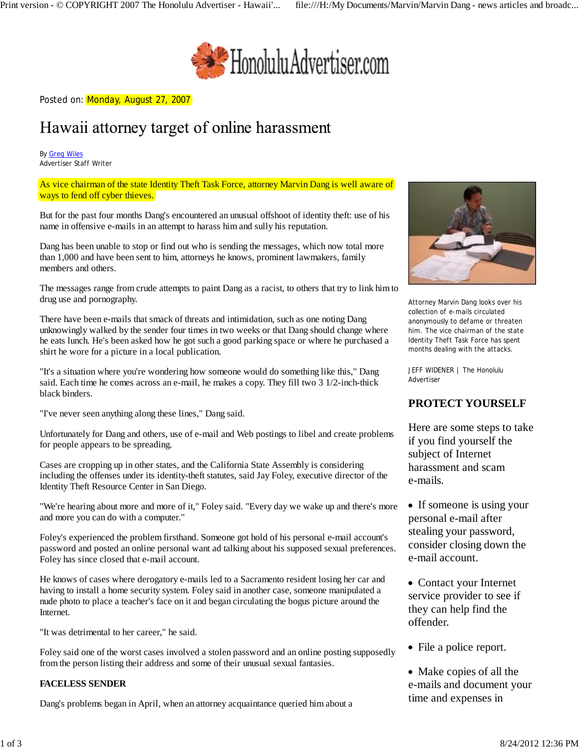HonoluluAdvertiser.com

Posted on: Monday, August 27, 2007

# Hawaii attorney target of online harassment

By Greg Wiles
Advertiser Staff Writer

As vice chairman of the state Identity Theft Task Force, attorney Marvin Dang is well aware of ways to fend off cyber thieves.

But for the past four months Dang's encountered an unusual offshoot of identity theft: use of his name in offensive e-mails in an attempt to harass him and sully his reputation.

Dang has been unable to stop or find out who is sending the messages, which now total more than 1,000 and have been sent to him, attorneys he knows, prominent lawmakers, family members and others.

The messages range from crude attempts to paint Dang as a racist, to others that try to link him to drug use and pornography.

There have been e-mails that smack of threats and intimidation, such as one noting Dang unknowingly walked by the sender four times in two weeks or that Dang should change where he eats lunch. He's been asked how he got such a good parking space or where he purchased a shirt he wore for a picture in a local publication.

"It's a situation where you're wondering how someone would do something like this," Dang said. Each time he comes across an e-mail, he makes a copy. They fill two 3 1/2-inch-thick black binders.

"I've never seen anything along these lines," Dang said.

Unfortunately for Dang and others, use of e-mail and Web postings to libel and create problems for people appears to be spreading.

Cases are cropping up in other states, and the California State Assembly is considering including the offenses under its identity-theft statutes, said Jay Foley, executive director of the Identity Theft Resource Center in San Diego.

"We're hearing about more and more of it," Foley said. "Every day we wake up and there's more and more you can do with a computer."

Foley's experienced the problem firsthand. Someone got hold of his personal e-mail account's password and posted an online personal want ad talking about his supposed sexual preferences. Foley has since closed that e-mail account.

He knows of cases where derogatory e-mails led to a Sacramento resident losing her car and having to install a home security system. Foley said in another case, someone manipulated a nude photo to place a teacher's face on it and began circulating the bogus picture around the Internet.

"It was detrimental to her career," he said.

Foley said one of the worst cases involved a stolen password and an online posting supposedly from the person listing their address and some of their unusual sexual fantasies.

**FACELESS SENDER**

Dang's problems began in April, when an attorney acquaintance queried him about a

Attorney Marvin Dang looks over his collection of e-mails circulated anonymously to defame or threaten him. The vice chairman of the state Identity Theft Task Force has spent months dealing with the attacks.

JEFF WIDENER | The Honolulu Advertiser

**PROTECT YOURSELF**

Here are some steps to take if you find yourself the subject of Internet harassment and scam e-mails.

- If someone is using your personal e-mail after stealing your password, consider closing down the e-mail account.
- Contact your Internet service provider to see if they can help find the offender.
- File a police report.
- Make copies of all the e-mails and document your time and expenses in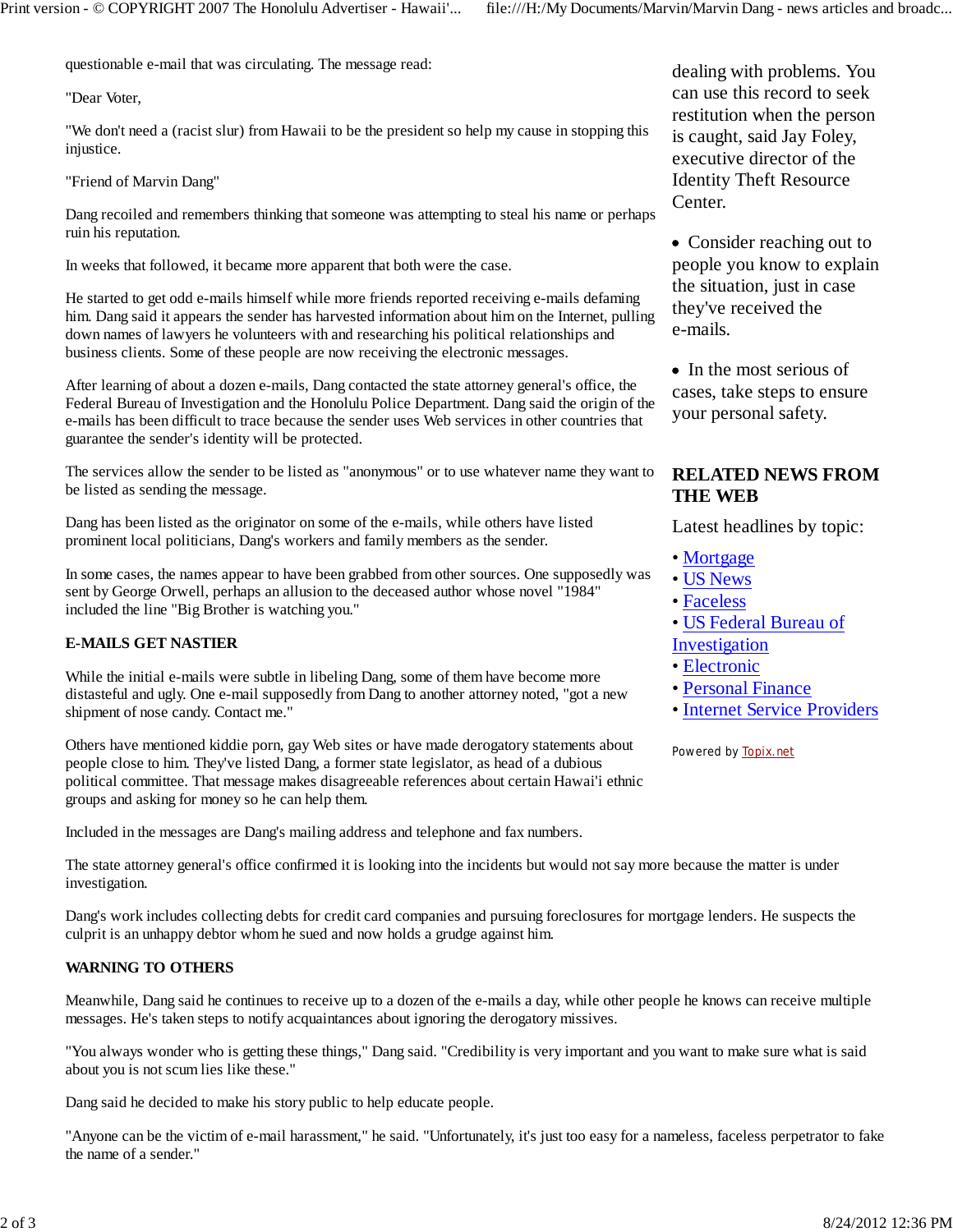questionable e-mail that was circulating. The message read:

"Dear Voter,

"We don't need a (racist slur) from Hawaii to be the president so help my cause in stopping this injustice.

"Friend of Marvin Dang"

Dang recoiled and remembers thinking that someone was attempting to steal his name or perhaps ruin his reputation.

In weeks that followed, it became more apparent that both were the case.

He started to get odd e-mails himself while more friends reported receiving e-mails defaming him. Dang said it appears the sender has harvested information about him on the Internet, pulling down names of lawyers he volunteers with and researching his political relationships and business clients. Some of these people are now receiving the electronic messages.

After learning of about a dozen e-mails, Dang contacted the state attorney general's office, the Federal Bureau of Investigation and the Honolulu Police Department. Dang said the origin of the e-mails has been difficult to trace because the sender uses Web services in other countries that guarantee the sender's identity will be protected.

The services allow the sender to be listed as "anonymous" or to use whatever name they want to be listed as sending the message.

Dang has been listed as the originator on some of the e-mails, while others have listed prominent local politicians, Dang's workers and family members as the sender.

In some cases, the names appear to have been grabbed from other sources. One supposedly was sent by George Orwell, perhaps an allusion to the deceased author whose novel "1984" included the line "Big Brother is watching you."

**E-MAILS GET NASTIER**

While the initial e-mails were subtle in libeling Dang, some of them have become more distasteful and ugly. One e-mail supposedly from Dang to another attorney noted, "got a new shipment of nose candy. Contact me."

Others have mentioned kiddie porn, gay Web sites or have made derogatory statements about people close to him. They've listed Dang, a former state legislator, as head of a dubious political committee. That message makes disagreeable references about certain Hawai'i ethnic groups and asking for money so he can help them.

Included in the messages are Dang's mailing address and telephone and fax numbers.

The state attorney general's office confirmed it is looking into the incidents but would not say more because the matter is under investigation.

Dang's work includes collecting debts for credit card companies and pursuing foreclosures for mortgage lenders. He suspects the culprit is an unhappy debtor whom he sued and now holds a grudge against him.

**WARNING TO OTHERS**

Meanwhile, Dang said he continues to receive up to a dozen of the e-mails a day, while other people he knows can receive multiple messages. He's taken steps to notify acquaintances about ignoring the derogatory missives.

"You always wonder who is getting these things," Dang said. "Credibility is very important and you want to make sure what is said about you is not scum lies like these."

Dang said he decided to make his story public to help educate people.

"Anyone can be the victim of e-mail harassment," he said. "Unfortunately, it's just too easy for a nameless, faceless perpetrator to fake the name of a sender."

dealing with problems. You can use this record to seek restitution when the person is caught, said Jay Foley, executive director of the Identity Theft Resource Center.

- Consider reaching out to people you know to explain the situation, just in case they've received the e-mails.

- In the most serious of cases, take steps to ensure your personal safety.

**RELATED NEWS FROM THE WEB**

Latest headlines by topic:

- Mortgage
- US News
- Faceless
- US Federal Bureau of Investigation
- Electronic
- Personal Finance
- Internet Service Providers

Powered by Topix.net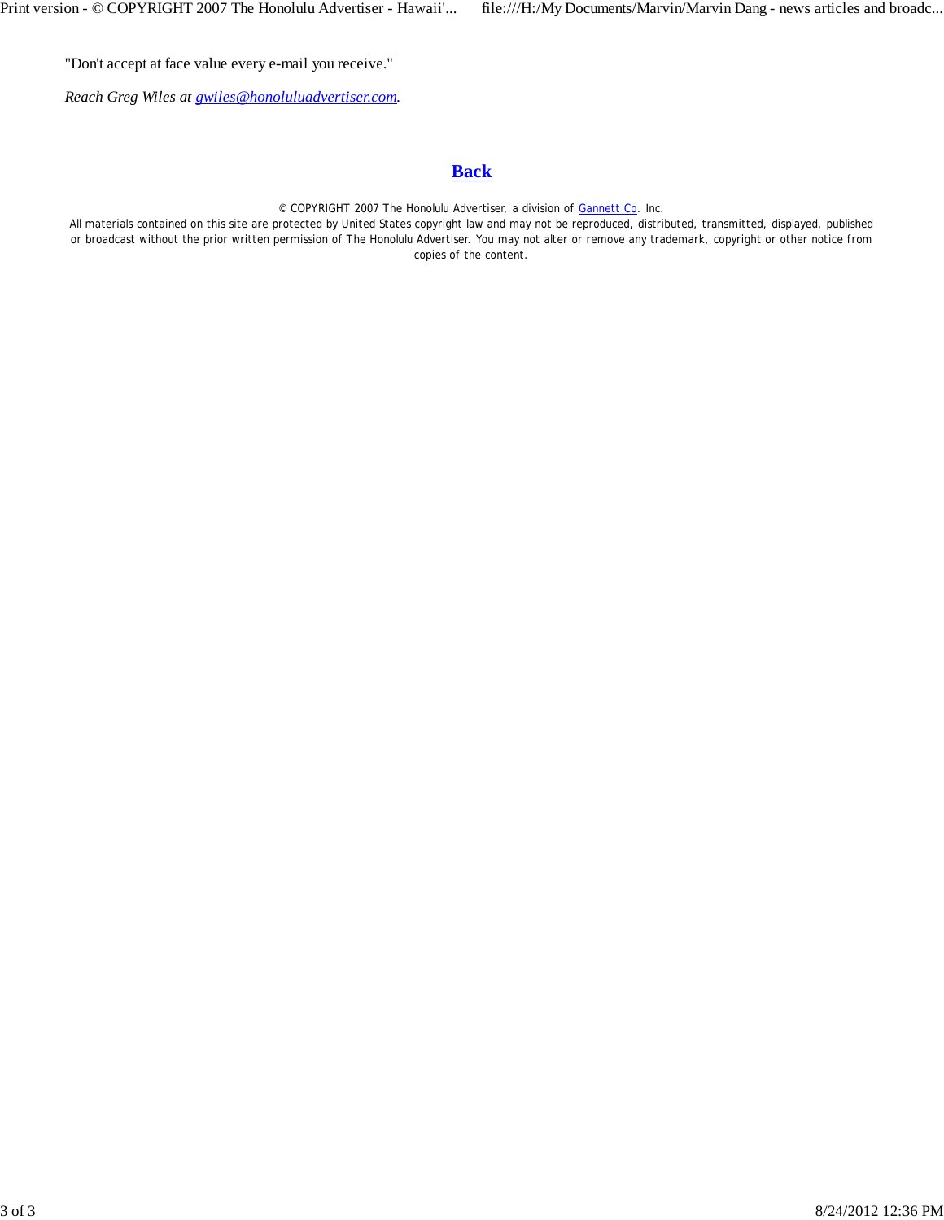"Don't accept at face value every e-mail you receive."

*Reach Greg Wiles at gwiles@honoluluadvertiser.com.*

**Back**

© COPYRIGHT 2007 The Honolulu Advertiser, a division of Gannett Co. Inc.
All materials contained on this site are protected by United States copyright law and may not be reproduced, distributed, transmitted, displayed, published or broadcast without the prior written permission of The Honolulu Advertiser. You may not alter or remove any trademark, copyright or other notice from copies of the content.